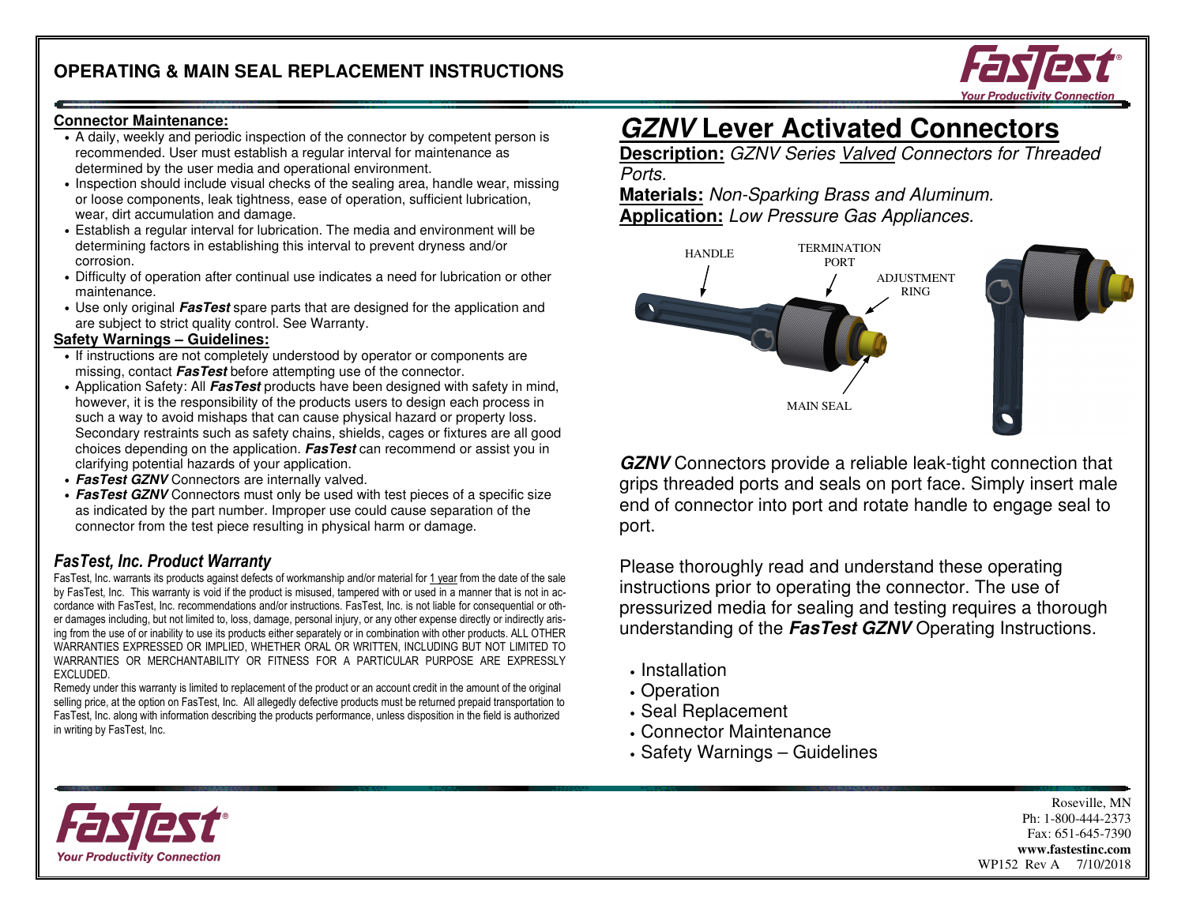# OPERATING & MAIN SEAL REPLACEMENT INSTRUCTIONS

## Connector Maintenance:

- A daily, weekly and periodic inspection of the connector by competent person is recommended. User must establish a regular interval for maintenance as determined by the user media and operational environment.
- Inspection should include visual checks of the sealing area, handle wear, missing or loose components, leak tightness, ease of operation, sufficient lubrication, wear, dirt accumulation and damage.
- Establish a regular interval for lubrication. The media and environment will be determining factors in establishing this interval to prevent dryness and/or corrosion.
- Difficulty of operation after continual use indicates a need for lubrication or other maintenance.
- Use only original ***FasTest*** spare parts that are designed for the application and are subject to strict quality control. See Warranty.

## Safety Warnings – Guidelines:

- If instructions are not completely understood by operator or components are missing, contact ***FasTest*** before attempting use of the connector.
- Application Safety: All ***FasTest*** products have been designed with safety in mind, however, it is the responsibility of the products users to design each process in such a way to avoid mishaps that can cause physical hazard or property loss. Secondary restraints such as safety chains, shields, cages or fixtures are all good choices depending on the application. ***FasTest*** can recommend or assist you in clarifying potential hazards of your application.
- ***FasTest GZNV*** Connectors are internally valved.
- ***FasTest GZNV*** Connectors must only be used with test pieces of a specific size as indicated by the part number. Improper use could cause separation of the connector from the test piece resulting in physical harm or damage.

## *FasTest, Inc. Product Warranty*

FasTest, Inc. warrants its products against defects of workmanship and/or material for 1 year from the date of the sale by FasTest, Inc. This warranty is void if the product is misused, tampered with or used in a manner that is not in accordance with FasTest, Inc. recommendations and/or instructions. FasTest, Inc. is not liable for consequential or other damages including, but not limited to, loss, damage, personal injury, or any other expense directly or indirectly arising from the use of or inability to use its products either separately or in combination with other products. ALL OTHER WARRANTIES EXPRESSED OR IMPLIED, WHETHER ORAL OR WRITTEN, INCLUDING BUT NOT LIMITED TO WARRANTIES OR MERCHANTABILITY OR FITNESS FOR A PARTICULAR PURPOSE ARE EXPRESSLY EXCLUDED.

Remedy under this warranty is limited to replacement of the product or an account credit in the amount of the original selling price, at the option on FasTest, Inc. All allegedly defective products must be returned prepaid transportation to FasTest, Inc. along with information describing the products performance, unless disposition in the field is authorized in writing by FasTest, Inc.

# *GZNV* Lever Activated Connectors

**Description:** *GZNV Series Valved Connectors for Threaded Ports.*

**Materials:** *Non-Sparking Brass and Aluminum.*

**Application:** *Low Pressure Gas Appliances.*

HANDLE — TERMINATION PORT — ADJUSTMENT RING — MAIN SEAL

***GZNV*** Connectors provide a reliable leak-tight connection that grips threaded ports and seals on port face. Simply insert male end of connector into port and rotate handle to engage seal to port.

Please thoroughly read and understand these operating instructions prior to operating the connector. The use of pressurized media for sealing and testing requires a thorough understanding of the ***FasTest GZNV*** Operating Instructions.

- Installation
- Operation
- Seal Replacement
- Connector Maintenance
- Safety Warnings – Guidelines

Roseville, MN
Ph: 1-800-444-2373
Fax: 651-645-7390
**www.fastestinc.com**
WP152 Rev A 7/10/2018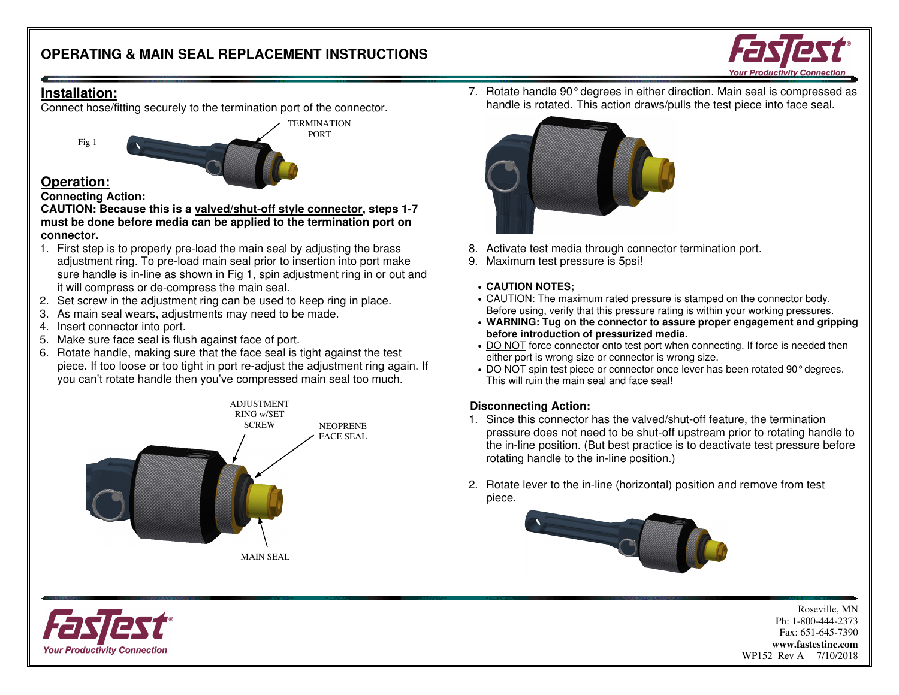# OPERATING & MAIN SEAL REPLACEMENT INSTRUCTIONS

## Installation:

Connect hose/fitting securely to the termination port of the connector.

Fig 1

TERMINATION PORT

## Operation:

**Connecting Action:**

**CAUTION: Because this is a valved/shut-off style connector, steps 1-7 must be done before media can be applied to the termination port on connector.**

1. First step is to properly pre-load the main seal by adjusting the brass adjustment ring. To pre-load main seal prior to insertion into port make sure handle is in-line as shown in Fig 1, spin adjustment ring in or out and it will compress or de-compress the main seal.
2. Set screw in the adjustment ring can be used to keep ring in place.
3. As main seal wears, adjustments may need to be made.
4. Insert connector into port.
5. Make sure face seal is flush against face of port.
6. Rotate handle, making sure that the face seal is tight against the test piece. If too loose or too tight in port re-adjust the adjustment ring again. If you can't rotate handle then you've compressed main seal too much.

ADJUSTMENT RING w/SET SCREW

NEOPRENE FACE SEAL

MAIN SEAL

7. Rotate handle 90° degrees in either direction. Main seal is compressed as handle is rotated. This action draws/pulls the test piece into face seal.
8. Activate test media through connector termination port.
9. Maximum test pressure is 5psi!

- **CAUTION NOTES;**
- CAUTION: The maximum rated pressure is stamped on the connector body. Before using, verify that this pressure rating is within your working pressures.
- **WARNING: Tug on the connector to assure proper engagement and gripping before introduction of pressurized media.**
- DO NOT force connector onto test port when connecting. If force is needed then either port is wrong size or connector is wrong size.
- DO NOT spin test piece or connector once lever has been rotated 90° degrees. This will ruin the main seal and face seal!

**Disconnecting Action:**

1. Since this connector has the valved/shut-off feature, the termination pressure does not need to be shut-off upstream prior to rotating handle to the in-line position. (But best practice is to deactivate test pressure before rotating handle to the in-line position.)
2. Rotate lever to the in-line (horizontal) position and remove from test piece.

FasTest® Your Productivity Connection

Roseville, MN
Ph: 1-800-444-2373
Fax: 651-645-7390
**www.fastestinc.com**
WP152 Rev A 7/10/2018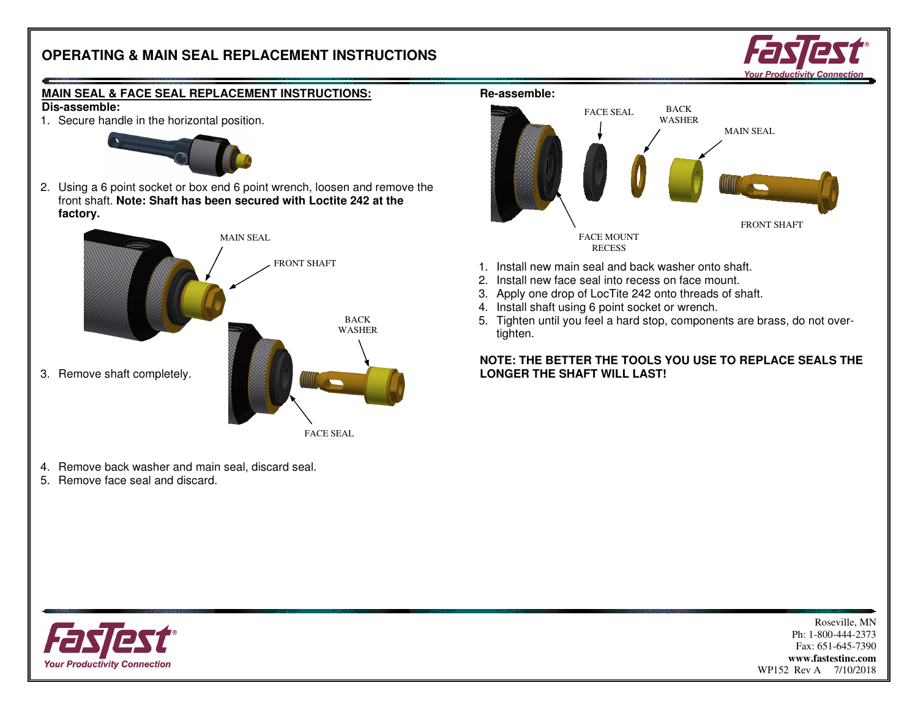# OPERATING & MAIN SEAL REPLACEMENT INSTRUCTIONS

## MAIN SEAL & FACE SEAL REPLACEMENT INSTRUCTIONS:

**Dis-assemble:**

1. Secure handle in the horizontal position.
2. Using a 6 point socket or box end 6 point wrench, loosen and remove the front shaft. **Note: Shaft has been secured with Loctite 242 at the factory.**

MAIN SEAL
FRONT SHAFT
BACK WASHER
FACE SEAL

3. Remove shaft completely.
4. Remove back washer and main seal, discard seal.
5. Remove face seal and discard.

**Re-assemble:**

FACE SEAL
BACK WASHER
MAIN SEAL
FRONT SHAFT
FACE MOUNT RECESS

1. Install new main seal and back washer onto shaft.
2. Install new face seal into recess on face mount.
3. Apply one drop of LocTite 242 onto threads of shaft.
4. Install shaft using 6 point socket or wrench.
5. Tighten until you feel a hard stop, components are brass, do not over-tighten.

**NOTE: THE BETTER THE TOOLS YOU USE TO REPLACE SEALS THE LONGER THE SHAFT WILL LAST!**

Roseville, MN
Ph: 1-800-444-2373
Fax: 651-645-7390
**www.fastestinc.com**
WP152 Rev A 7/10/2018